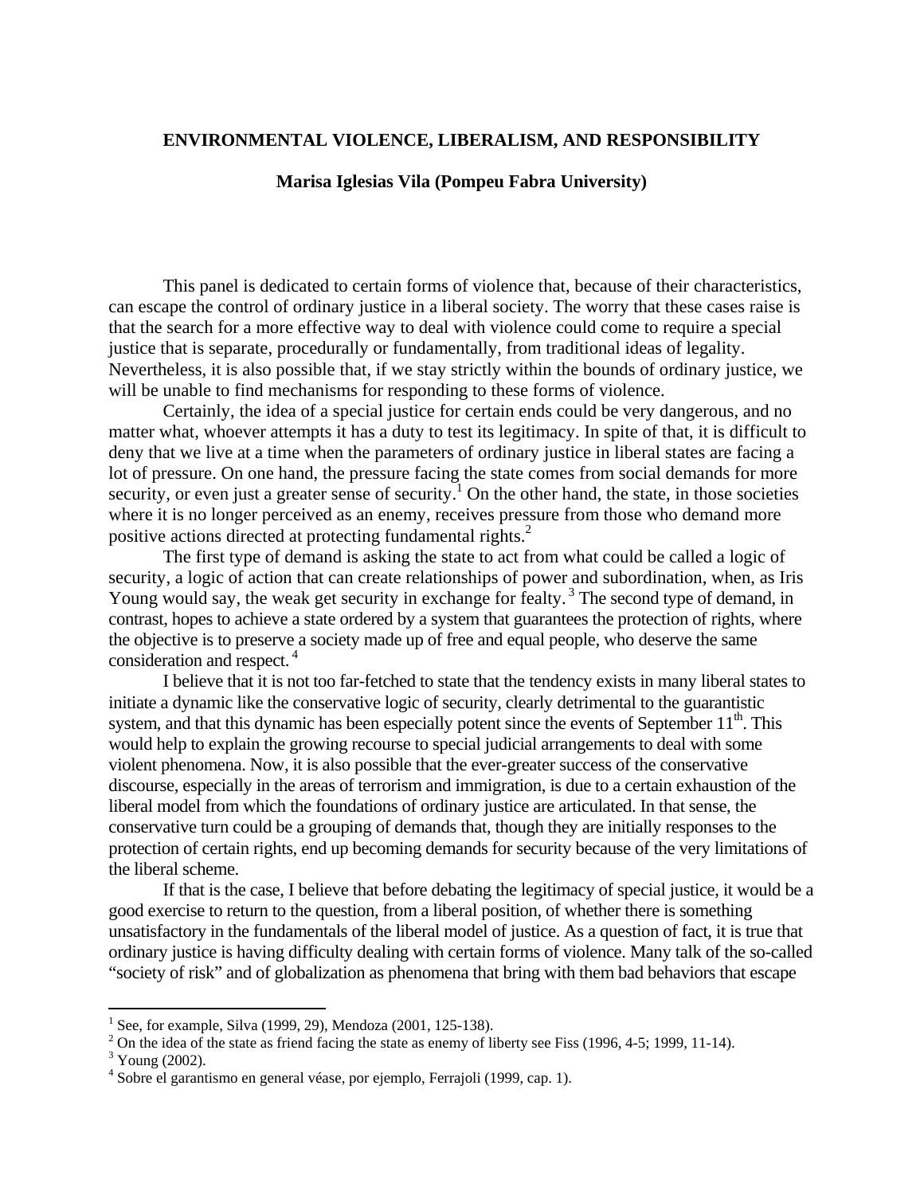# ENVIRONMENTAL VIOLENCE, LIBERALISM, AND RESPONSIBILITY

**Marisa Iglesias Vila (Pompeu Fabra University)**

This panel is dedicated to certain forms of violence that, because of their characteristics, can escape the control of ordinary justice in a liberal society. The worry that these cases raise is that the search for a more effective way to deal with violence could come to require a special justice that is separate, procedurally or fundamentally, from traditional ideas of legality. Nevertheless, it is also possible that, if we stay strictly within the bounds of ordinary justice, we will be unable to find mechanisms for responding to these forms of violence.

Certainly, the idea of a special justice for certain ends could be very dangerous, and no matter what, whoever attempts it has a duty to test its legitimacy. In spite of that, it is difficult to deny that we live at a time when the parameters of ordinary justice in liberal states are facing a lot of pressure. On one hand, the pressure facing the state comes from social demands for more security, or even just a greater sense of security.[1] On the other hand, the state, in those societies where it is no longer perceived as an enemy, receives pressure from those who demand more positive actions directed at protecting fundamental rights.[2]

The first type of demand is asking the state to act from what could be called a logic of security, a logic of action that can create relationships of power and subordination, when, as Iris Young would say, the weak get security in exchange for fealty.[3] The second type of demand, in contrast, hopes to achieve a state ordered by a system that guarantees the protection of rights, where the objective is to preserve a society made up of free and equal people, who deserve the same consideration and respect.[4]

I believe that it is not too far-fetched to state that the tendency exists in many liberal states to initiate a dynamic like the conservative logic of security, clearly detrimental to the guarantistic system, and that this dynamic has been especially potent since the events of September 11th. This would help to explain the growing recourse to special judicial arrangements to deal with some violent phenomena. Now, it is also possible that the ever-greater success of the conservative discourse, especially in the areas of terrorism and immigration, is due to a certain exhaustion of the liberal model from which the foundations of ordinary justice are articulated. In that sense, the conservative turn could be a grouping of demands that, though they are initially responses to the protection of certain rights, end up becoming demands for security because of the very limitations of the liberal scheme.

If that is the case, I believe that before debating the legitimacy of special justice, it would be a good exercise to return to the question, from a liberal position, of whether there is something unsatisfactory in the fundamentals of the liberal model of justice. As a question of fact, it is true that ordinary justice is having difficulty dealing with certain forms of violence. Many talk of the so-called "society of risk" and of globalization as phenomena that bring with them bad behaviors that escape

---

[1] See, for example, Silva (1999, 29), Mendoza (2001, 125-138).

[2] On the idea of the state as friend facing the state as enemy of liberty see Fiss (1996, 4-5; 1999, 11-14).

[3] Young (2002).

[4] Sobre el garantismo en general véase, por ejemplo, Ferrajoli (1999, cap. 1).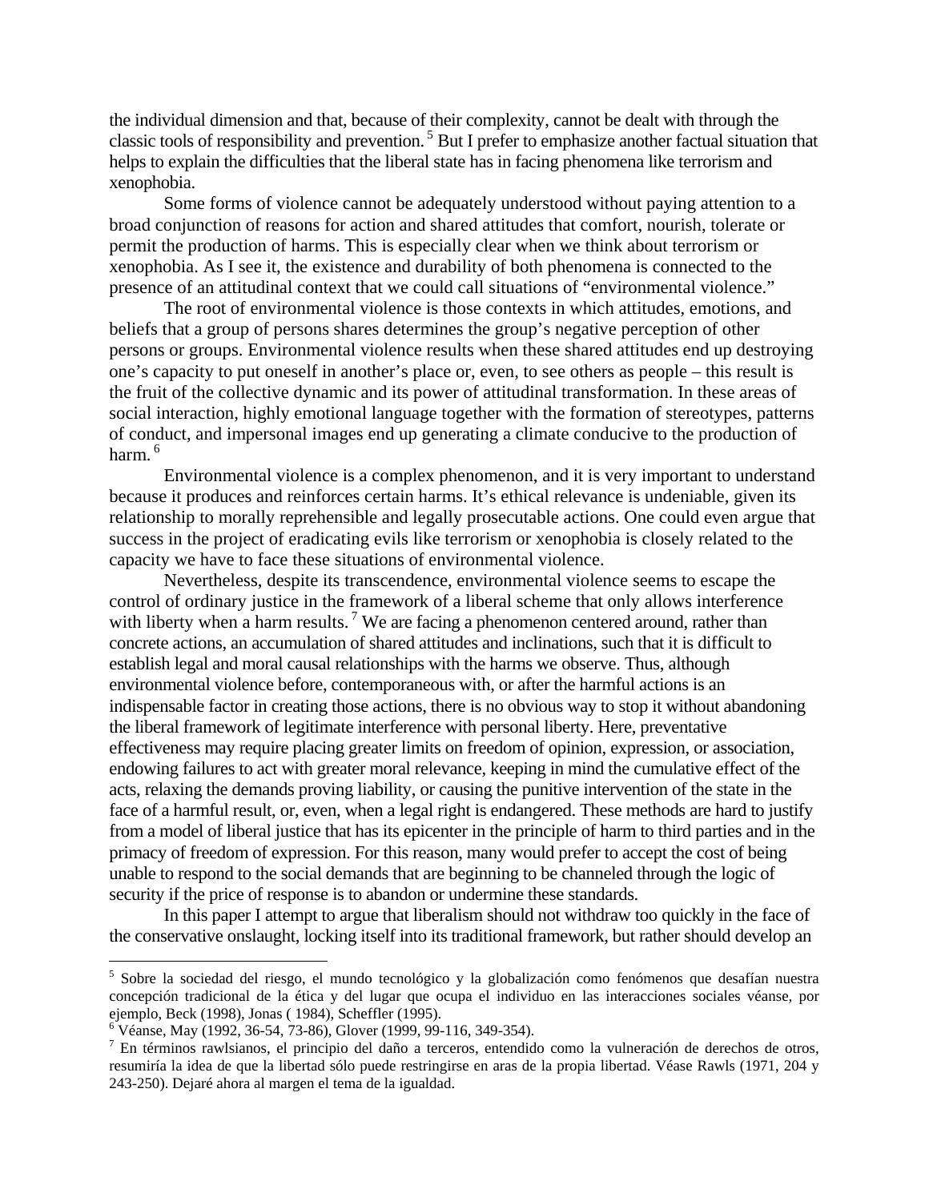the individual dimension and that, because of their complexity, cannot be dealt with through the classic tools of responsibility and prevention.[5] But I prefer to emphasize another factual situation that helps to explain the difficulties that the liberal state has in facing phenomena like terrorism and xenophobia.

Some forms of violence cannot be adequately understood without paying attention to a broad conjunction of reasons for action and shared attitudes that comfort, nourish, tolerate or permit the production of harms. This is especially clear when we think about terrorism or xenophobia. As I see it, the existence and durability of both phenomena is connected to the presence of an attitudinal context that we could call situations of "environmental violence."

The root of environmental violence is those contexts in which attitudes, emotions, and beliefs that a group of persons shares determines the group's negative perception of other persons or groups. Environmental violence results when these shared attitudes end up destroying one's capacity to put oneself in another's place or, even, to see others as people – this result is the fruit of the collective dynamic and its power of attitudinal transformation. In these areas of social interaction, highly emotional language together with the formation of stereotypes, patterns of conduct, and impersonal images end up generating a climate conducive to the production of harm.[6]

Environmental violence is a complex phenomenon, and it is very important to understand because it produces and reinforces certain harms. It's ethical relevance is undeniable, given its relationship to morally reprehensible and legally prosecutable actions. One could even argue that success in the project of eradicating evils like terrorism or xenophobia is closely related to the capacity we have to face these situations of environmental violence.

Nevertheless, despite its transcendence, environmental violence seems to escape the control of ordinary justice in the framework of a liberal scheme that only allows interference with liberty when a harm results.[7] We are facing a phenomenon centered around, rather than concrete actions, an accumulation of shared attitudes and inclinations, such that it is difficult to establish legal and moral causal relationships with the harms we observe. Thus, although environmental violence before, contemporaneous with, or after the harmful actions is an indispensable factor in creating those actions, there is no obvious way to stop it without abandoning the liberal framework of legitimate interference with personal liberty. Here, preventative effectiveness may require placing greater limits on freedom of opinion, expression, or association, endowing failures to act with greater moral relevance, keeping in mind the cumulative effect of the acts, relaxing the demands proving liability, or causing the punitive intervention of the state in the face of a harmful result, or, even, when a legal right is endangered. These methods are hard to justify from a model of liberal justice that has its epicenter in the principle of harm to third parties and in the primacy of freedom of expression. For this reason, many would prefer to accept the cost of being unable to respond to the social demands that are beginning to be channeled through the logic of security if the price of response is to abandon or undermine these standards.

In this paper I attempt to argue that liberalism should not withdraw too quickly in the face of the conservative onslaught, locking itself into its traditional framework, but rather should develop an

---

[5] Sobre la sociedad del riesgo, el mundo tecnológico y la globalización como fenómenos que desafían nuestra concepción tradicional de la ética y del lugar que ocupa el individuo en las interacciones sociales véanse, por ejemplo, Beck (1998), Jonas ( 1984), Scheffler (1995).

[6] Véanse, May (1992, 36-54, 73-86), Glover (1999, 99-116, 349-354).

[7] En términos rawlsianos, el principio del daño a terceros, entendido como la vulneración de derechos de otros, resumiría la idea de que la libertad sólo puede restringirse en aras de la propia libertad. Véase Rawls (1971, 204 y 243-250). Dejaré ahora al margen el tema de la igualdad.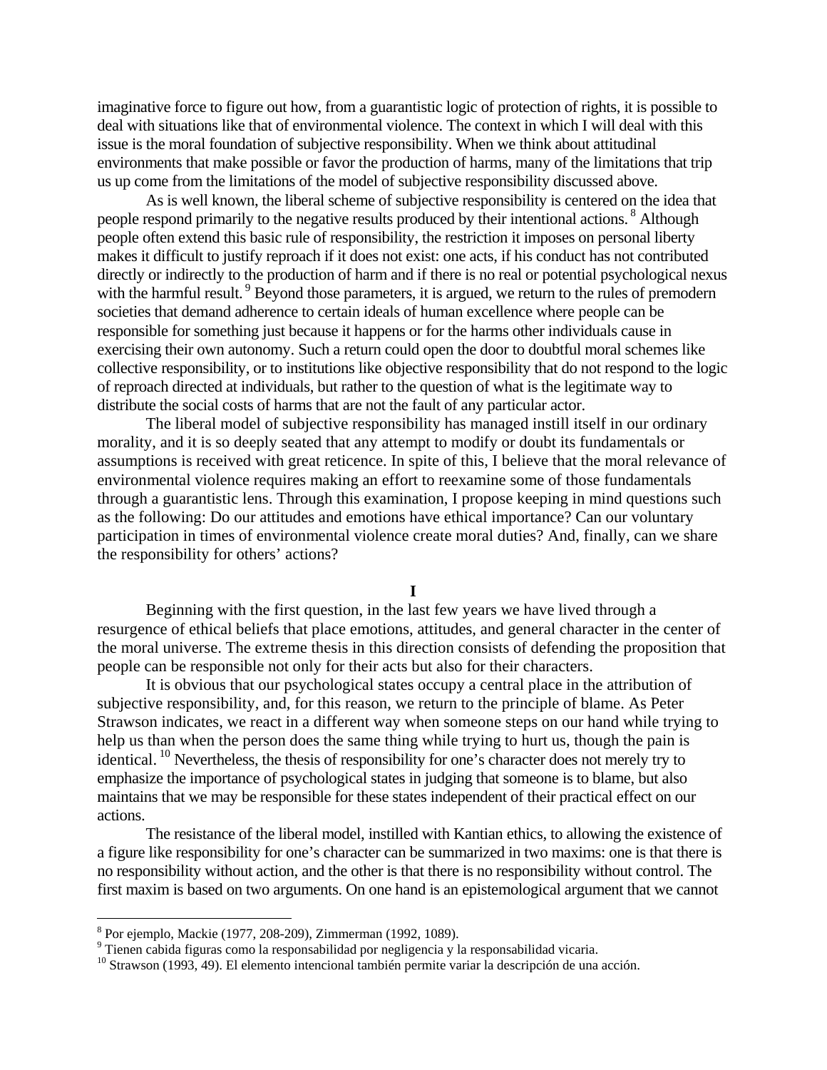imaginative force to figure out how, from a guarantistic logic of protection of rights, it is possible to deal with situations like that of environmental violence. The context in which I will deal with this issue is the moral foundation of subjective responsibility. When we think about attitudinal environments that make possible or favor the production of harms, many of the limitations that trip us up come from the limitations of the model of subjective responsibility discussed above.

As is well known, the liberal scheme of subjective responsibility is centered on the idea that people respond primarily to the negative results produced by their intentional actions.[8] Although people often extend this basic rule of responsibility, the restriction it imposes on personal liberty makes it difficult to justify reproach if it does not exist: one acts, if his conduct has not contributed directly or indirectly to the production of harm and if there is no real or potential psychological nexus with the harmful result.[9] Beyond those parameters, it is argued, we return to the rules of premodern societies that demand adherence to certain ideals of human excellence where people can be responsible for something just because it happens or for the harms other individuals cause in exercising their own autonomy. Such a return could open the door to doubtful moral schemes like collective responsibility, or to institutions like objective responsibility that do not respond to the logic of reproach directed at individuals, but rather to the question of what is the legitimate way to distribute the social costs of harms that are not the fault of any particular actor.

The liberal model of subjective responsibility has managed instill itself in our ordinary morality, and it is so deeply seated that any attempt to modify or doubt its fundamentals or assumptions is received with great reticence. In spite of this, I believe that the moral relevance of environmental violence requires making an effort to reexamine some of those fundamentals through a guarantistic lens. Through this examination, I propose keeping in mind questions such as the following: Do our attitudes and emotions have ethical importance? Can our voluntary participation in times of environmental violence create moral duties? And, finally, can we share the responsibility for others' actions?

## I

Beginning with the first question, in the last few years we have lived through a resurgence of ethical beliefs that place emotions, attitudes, and general character in the center of the moral universe. The extreme thesis in this direction consists of defending the proposition that people can be responsible not only for their acts but also for their characters.

It is obvious that our psychological states occupy a central place in the attribution of subjective responsibility, and, for this reason, we return to the principle of blame. As Peter Strawson indicates, we react in a different way when someone steps on our hand while trying to help us than when the person does the same thing while trying to hurt us, though the pain is identical.[10] Nevertheless, the thesis of responsibility for one's character does not merely try to emphasize the importance of psychological states in judging that someone is to blame, but also maintains that we may be responsible for these states independent of their practical effect on our actions.

The resistance of the liberal model, instilled with Kantian ethics, to allowing the existence of a figure like responsibility for one's character can be summarized in two maxims: one is that there is no responsibility without action, and the other is that there is no responsibility without control. The first maxim is based on two arguments. On one hand is an epistemological argument that we cannot

---

[8] Por ejemplo, Mackie (1977, 208-209), Zimmerman (1992, 1089).

[9] Tienen cabida figuras como la responsabilidad por negligencia y la responsabilidad vicaria.

[10] Strawson (1993, 49). El elemento intencional también permite variar la descripción de una acción.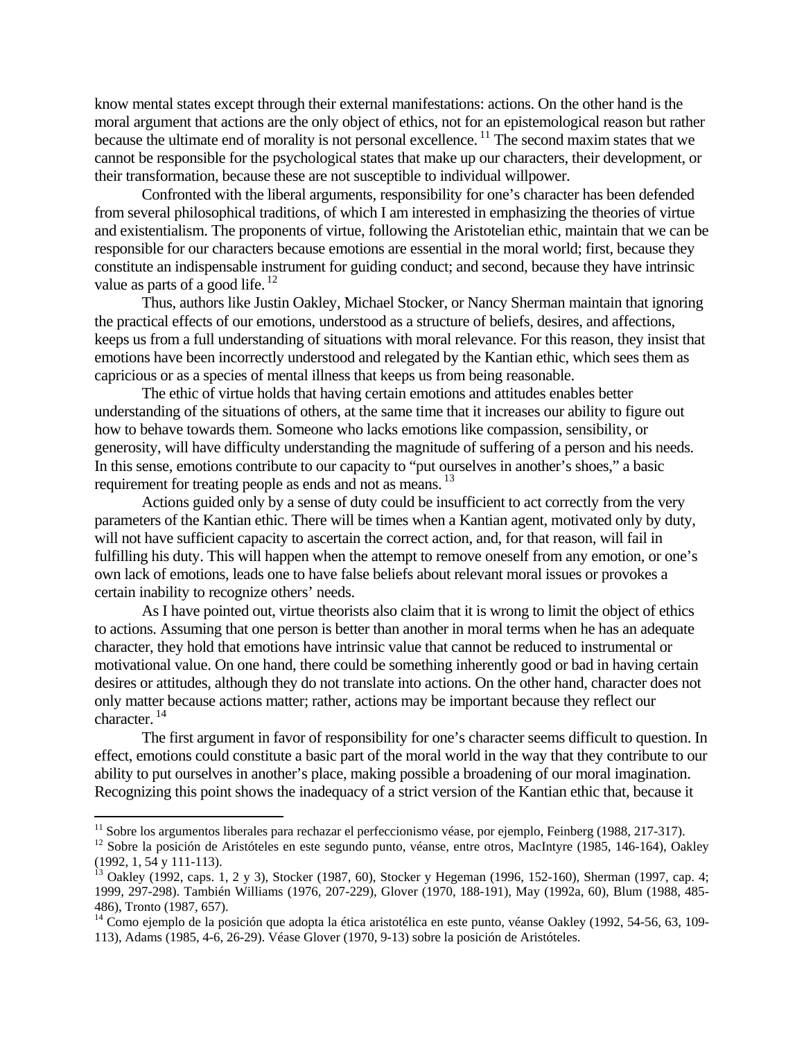know mental states except through their external manifestations: actions. On the other hand is the moral argument that actions are the only object of ethics, not for an epistemological reason but rather because the ultimate end of morality is not personal excellence. [11] The second maxim states that we cannot be responsible for the psychological states that make up our characters, their development, or their transformation, because these are not susceptible to individual willpower.

Confronted with the liberal arguments, responsibility for one's character has been defended from several philosophical traditions, of which I am interested in emphasizing the theories of virtue and existentialism. The proponents of virtue, following the Aristotelian ethic, maintain that we can be responsible for our characters because emotions are essential in the moral world; first, because they constitute an indispensable instrument for guiding conduct; and second, because they have intrinsic value as parts of a good life. [12]

Thus, authors like Justin Oakley, Michael Stocker, or Nancy Sherman maintain that ignoring the practical effects of our emotions, understood as a structure of beliefs, desires, and affections, keeps us from a full understanding of situations with moral relevance. For this reason, they insist that emotions have been incorrectly understood and relegated by the Kantian ethic, which sees them as capricious or as a species of mental illness that keeps us from being reasonable.

The ethic of virtue holds that having certain emotions and attitudes enables better understanding of the situations of others, at the same time that it increases our ability to figure out how to behave towards them. Someone who lacks emotions like compassion, sensibility, or generosity, will have difficulty understanding the magnitude of suffering of a person and his needs. In this sense, emotions contribute to our capacity to "put ourselves in another's shoes," a basic requirement for treating people as ends and not as means. [13]

Actions guided only by a sense of duty could be insufficient to act correctly from the very parameters of the Kantian ethic. There will be times when a Kantian agent, motivated only by duty, will not have sufficient capacity to ascertain the correct action, and, for that reason, will fail in fulfilling his duty. This will happen when the attempt to remove oneself from any emotion, or one's own lack of emotions, leads one to have false beliefs about relevant moral issues or provokes a certain inability to recognize others' needs.

As I have pointed out, virtue theorists also claim that it is wrong to limit the object of ethics to actions. Assuming that one person is better than another in moral terms when he has an adequate character, they hold that emotions have intrinsic value that cannot be reduced to instrumental or motivational value. On one hand, there could be something inherently good or bad in having certain desires or attitudes, although they do not translate into actions. On the other hand, character does not only matter because actions matter; rather, actions may be important because they reflect our character. [14]

The first argument in favor of responsibility for one's character seems difficult to question. In effect, emotions could constitute a basic part of the moral world in the way that they contribute to our ability to put ourselves in another's place, making possible a broadening of our moral imagination. Recognizing this point shows the inadequacy of a strict version of the Kantian ethic that, because it

---

[11] Sobre los argumentos liberales para rechazar el perfeccionismo véase, por ejemplo, Feinberg (1988, 217-317).

[12] Sobre la posición de Aristóteles en este segundo punto, véanse, entre otros, MacIntyre (1985, 146-164), Oakley (1992, 1, 54 y 111-113).

[13] Oakley (1992, caps. 1, 2 y 3), Stocker (1987, 60), Stocker y Hegeman (1996, 152-160), Sherman (1997, cap. 4; 1999, 297-298). También Williams (1976, 207-229), Glover (1970, 188-191), May (1992a, 60), Blum (1988, 485-486), Tronto (1987, 657).

[14] Como ejemplo de la posición que adopta la ética aristotélica en este punto, véanse Oakley (1992, 54-56, 63, 109-113), Adams (1985, 4-6, 26-29). Véase Glover (1970, 9-13) sobre la posición de Aristóteles.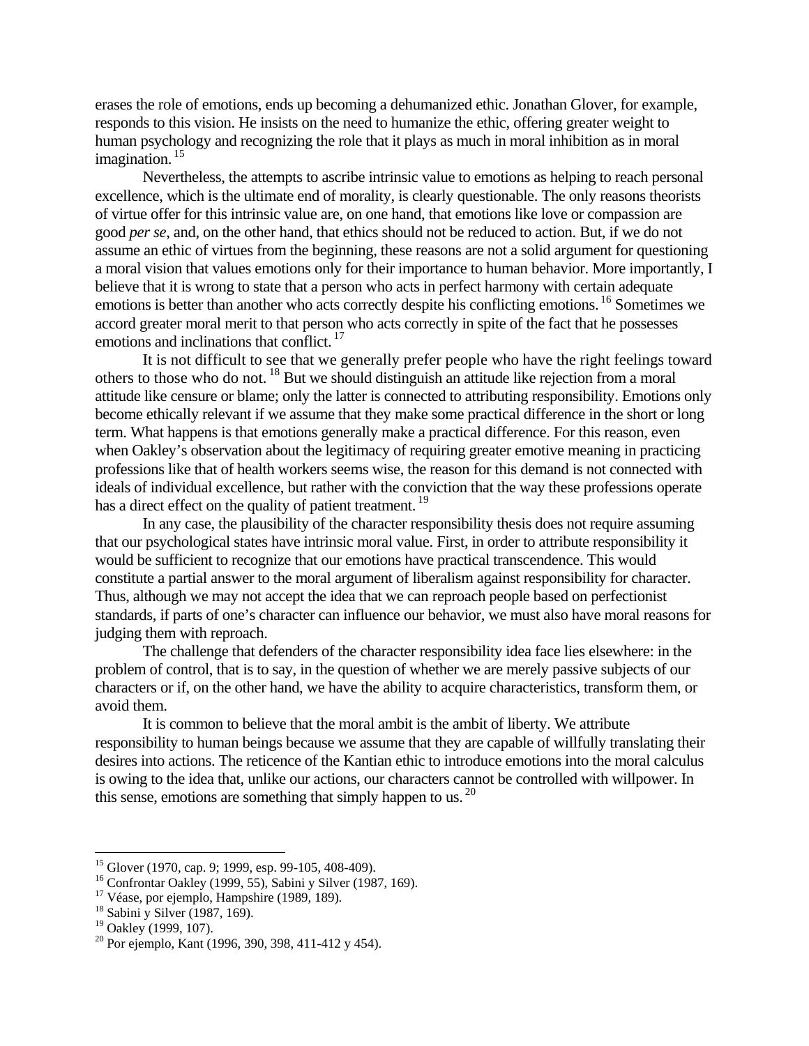erases the role of emotions, ends up becoming a dehumanized ethic. Jonathan Glover, for example, responds to this vision. He insists on the need to humanize the ethic, offering greater weight to human psychology and recognizing the role that it plays as much in moral inhibition as in moral imagination.[15]

Nevertheless, the attempts to ascribe intrinsic value to emotions as helping to reach personal excellence, which is the ultimate end of morality, is clearly questionable. The only reasons theorists of virtue offer for this intrinsic value are, on one hand, that emotions like love or compassion are good *per se*, and, on the other hand, that ethics should not be reduced to action. But, if we do not assume an ethic of virtues from the beginning, these reasons are not a solid argument for questioning a moral vision that values emotions only for their importance to human behavior. More importantly, I believe that it is wrong to state that a person who acts in perfect harmony with certain adequate emotions is better than another who acts correctly despite his conflicting emotions.[16] Sometimes we accord greater moral merit to that person who acts correctly in spite of the fact that he possesses emotions and inclinations that conflict.[17]

It is not difficult to see that we generally prefer people who have the right feelings toward others to those who do not.[18] But we should distinguish an attitude like rejection from a moral attitude like censure or blame; only the latter is connected to attributing responsibility. Emotions only become ethically relevant if we assume that they make some practical difference in the short or long term. What happens is that emotions generally make a practical difference. For this reason, even when Oakley's observation about the legitimacy of requiring greater emotive meaning in practicing professions like that of health workers seems wise, the reason for this demand is not connected with ideals of individual excellence, but rather with the conviction that the way these professions operate has a direct effect on the quality of patient treatment.[19]

In any case, the plausibility of the character responsibility thesis does not require assuming that our psychological states have intrinsic moral value. First, in order to attribute responsibility it would be sufficient to recognize that our emotions have practical transcendence. This would constitute a partial answer to the moral argument of liberalism against responsibility for character. Thus, although we may not accept the idea that we can reproach people based on perfectionist standards, if parts of one's character can influence our behavior, we must also have moral reasons for judging them with reproach.

The challenge that defenders of the character responsibility idea face lies elsewhere: in the problem of control, that is to say, in the question of whether we are merely passive subjects of our characters or if, on the other hand, we have the ability to acquire characteristics, transform them, or avoid them.

It is common to believe that the moral ambit is the ambit of liberty. We attribute responsibility to human beings because we assume that they are capable of willfully translating their desires into actions. The reticence of the Kantian ethic to introduce emotions into the moral calculus is owing to the idea that, unlike our actions, our characters cannot be controlled with willpower. In this sense, emotions are something that simply happen to us.[20]

---

[15] Glover (1970, cap. 9; 1999, esp. 99-105, 408-409).

[16] Confrontar Oakley (1999, 55), Sabini y Silver (1987, 169).

[17] Véase, por ejemplo, Hampshire (1989, 189).

[18] Sabini y Silver (1987, 169).

[19] Oakley (1999, 107).

[20] Por ejemplo, Kant (1996, 390, 398, 411-412 y 454).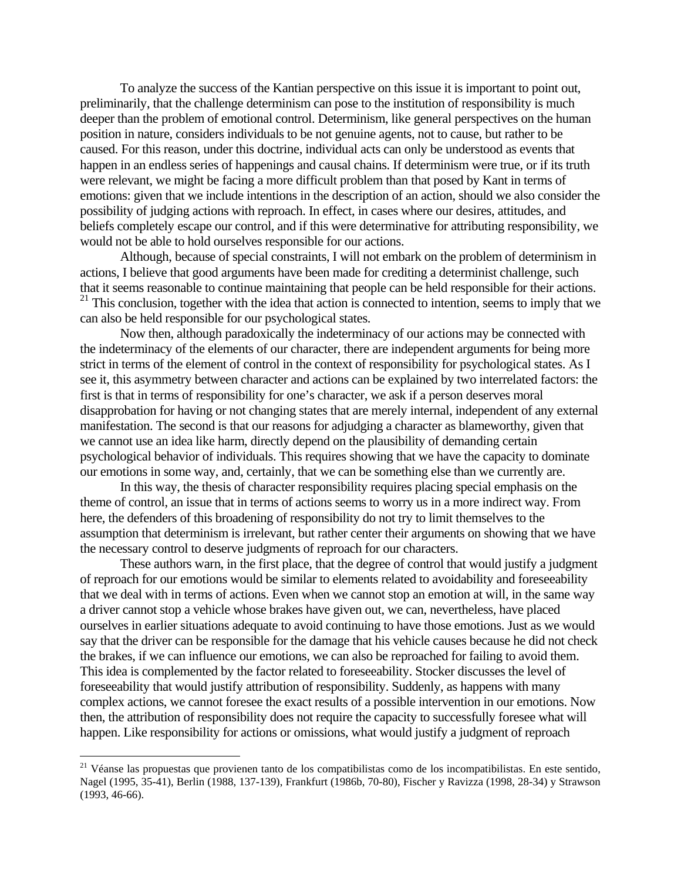To analyze the success of the Kantian perspective on this issue it is important to point out, preliminarily, that the challenge determinism can pose to the institution of responsibility is much deeper than the problem of emotional control. Determinism, like general perspectives on the human position in nature, considers individuals to be not genuine agents, not to cause, but rather to be caused. For this reason, under this doctrine, individual acts can only be understood as events that happen in an endless series of happenings and causal chains. If determinism were true, or if its truth were relevant, we might be facing a more difficult problem than that posed by Kant in terms of emotions: given that we include intentions in the description of an action, should we also consider the possibility of judging actions with reproach. In effect, in cases where our desires, attitudes, and beliefs completely escape our control, and if this were determinative for attributing responsibility, we would not be able to hold ourselves responsible for our actions.

Although, because of special constraints, I will not embark on the problem of determinism in actions, I believe that good arguments have been made for crediting a determinist challenge, such that it seems reasonable to continue maintaining that people can be held responsible for their actions.[21] This conclusion, together with the idea that action is connected to intention, seems to imply that we can also be held responsible for our psychological states.

Now then, although paradoxically the indeterminacy of our actions may be connected with the indeterminacy of the elements of our character, there are independent arguments for being more strict in terms of the element of control in the context of responsibility for psychological states. As I see it, this asymmetry between character and actions can be explained by two interrelated factors: the first is that in terms of responsibility for one's character, we ask if a person deserves moral disapprobation for having or not changing states that are merely internal, independent of any external manifestation. The second is that our reasons for adjudging a character as blameworthy, given that we cannot use an idea like harm, directly depend on the plausibility of demanding certain psychological behavior of individuals. This requires showing that we have the capacity to dominate our emotions in some way, and, certainly, that we can be something else than we currently are.

In this way, the thesis of character responsibility requires placing special emphasis on the theme of control, an issue that in terms of actions seems to worry us in a more indirect way. From here, the defenders of this broadening of responsibility do not try to limit themselves to the assumption that determinism is irrelevant, but rather center their arguments on showing that we have the necessary control to deserve judgments of reproach for our characters.

These authors warn, in the first place, that the degree of control that would justify a judgment of reproach for our emotions would be similar to elements related to avoidability and foreseeability that we deal with in terms of actions. Even when we cannot stop an emotion at will, in the same way a driver cannot stop a vehicle whose brakes have given out, we can, nevertheless, have placed ourselves in earlier situations adequate to avoid continuing to have those emotions. Just as we would say that the driver can be responsible for the damage that his vehicle causes because he did not check the brakes, if we can influence our emotions, we can also be reproached for failing to avoid them. This idea is complemented by the factor related to foreseeability. Stocker discusses the level of foreseeability that would justify attribution of responsibility. Suddenly, as happens with many complex actions, we cannot foresee the exact results of a possible intervention in our emotions. Now then, the attribution of responsibility does not require the capacity to successfully foresee what will happen. Like responsibility for actions or omissions, what would justify a judgment of reproach

---

[21] Véanse las propuestas que provienen tanto de los compatibilistas como de los incompatibilistas. En este sentido, Nagel (1995, 35-41), Berlin (1988, 137-139), Frankfurt (1986b, 70-80), Fischer y Ravizza (1998, 28-34) y Strawson (1993, 46-66).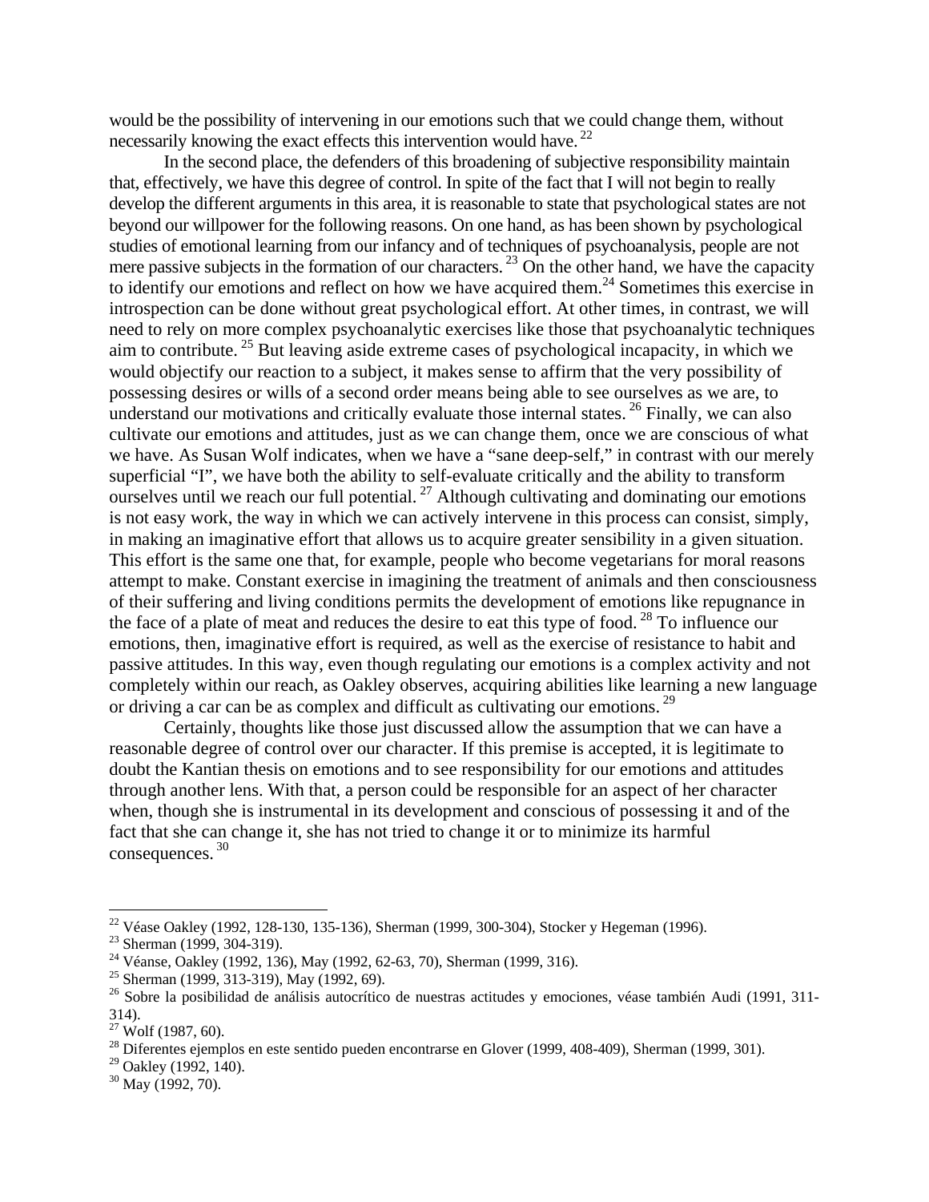would be the possibility of intervening in our emotions such that we could change them, without necessarily knowing the exact effects this intervention would have.[22]

In the second place, the defenders of this broadening of subjective responsibility maintain that, effectively, we have this degree of control. In spite of the fact that I will not begin to really develop the different arguments in this area, it is reasonable to state that psychological states are not beyond our willpower for the following reasons. On one hand, as has been shown by psychological studies of emotional learning from our infancy and of techniques of psychoanalysis, people are not mere passive subjects in the formation of our characters.[23] On the other hand, we have the capacity to identify our emotions and reflect on how we have acquired them.[24] Sometimes this exercise in introspection can be done without great psychological effort. At other times, in contrast, we will need to rely on more complex psychoanalytic exercises like those that psychoanalytic techniques aim to contribute.[25] But leaving aside extreme cases of psychological incapacity, in which we would objectify our reaction to a subject, it makes sense to affirm that the very possibility of possessing desires or wills of a second order means being able to see ourselves as we are, to understand our motivations and critically evaluate those internal states.[26] Finally, we can also cultivate our emotions and attitudes, just as we can change them, once we are conscious of what we have. As Susan Wolf indicates, when we have a "sane deep-self," in contrast with our merely superficial "I", we have both the ability to self-evaluate critically and the ability to transform ourselves until we reach our full potential.[27] Although cultivating and dominating our emotions is not easy work, the way in which we can actively intervene in this process can consist, simply, in making an imaginative effort that allows us to acquire greater sensibility in a given situation. This effort is the same one that, for example, people who become vegetarians for moral reasons attempt to make. Constant exercise in imagining the treatment of animals and then consciousness of their suffering and living conditions permits the development of emotions like repugnance in the face of a plate of meat and reduces the desire to eat this type of food.[28] To influence our emotions, then, imaginative effort is required, as well as the exercise of resistance to habit and passive attitudes. In this way, even though regulating our emotions is a complex activity and not completely within our reach, as Oakley observes, acquiring abilities like learning a new language or driving a car can be as complex and difficult as cultivating our emotions.[29]

Certainly, thoughts like those just discussed allow the assumption that we can have a reasonable degree of control over our character. If this premise is accepted, it is legitimate to doubt the Kantian thesis on emotions and to see responsibility for our emotions and attitudes through another lens. With that, a person could be responsible for an aspect of her character when, though she is instrumental in its development and conscious of possessing it and of the fact that she can change it, she has not tried to change it or to minimize its harmful consequences.[30]

---

[22] Véase Oakley (1992, 128-130, 135-136), Sherman (1999, 300-304), Stocker y Hegeman (1996).

[23] Sherman (1999, 304-319).

[24] Véanse, Oakley (1992, 136), May (1992, 62-63, 70), Sherman (1999, 316).

[25] Sherman (1999, 313-319), May (1992, 69).

[26] Sobre la posibilidad de análisis autocrítico de nuestras actitudes y emociones, véase también Audi (1991, 311-314).

[27] Wolf (1987, 60).

[28] Diferentes ejemplos en este sentido pueden encontrarse en Glover (1999, 408-409), Sherman (1999, 301).

[29] Oakley (1992, 140).

[30] May (1992, 70).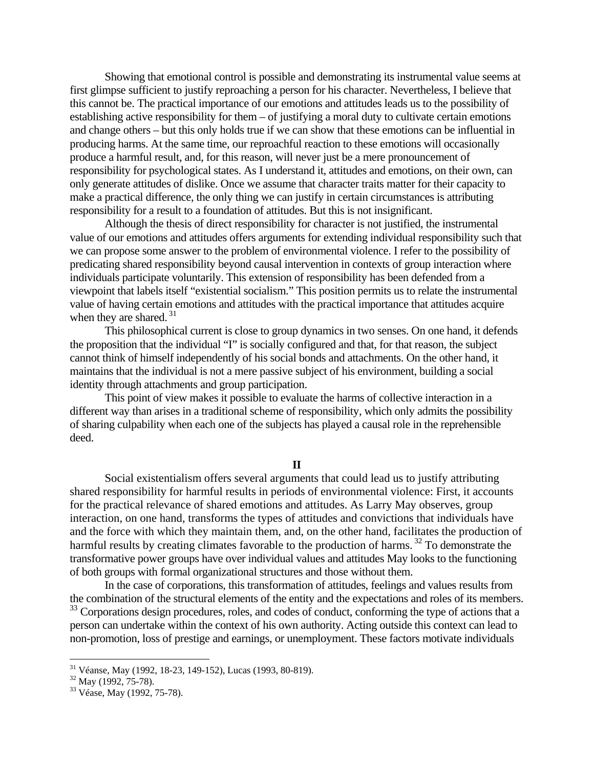Showing that emotional control is possible and demonstrating its instrumental value seems at first glimpse sufficient to justify reproaching a person for his character. Nevertheless, I believe that this cannot be. The practical importance of our emotions and attitudes leads us to the possibility of establishing active responsibility for them – of justifying a moral duty to cultivate certain emotions and change others – but this only holds true if we can show that these emotions can be influential in producing harms. At the same time, our reproachful reaction to these emotions will occasionally produce a harmful result, and, for this reason, will never just be a mere pronouncement of responsibility for psychological states. As I understand it, attitudes and emotions, on their own, can only generate attitudes of dislike. Once we assume that character traits matter for their capacity to make a practical difference, the only thing we can justify in certain circumstances is attributing responsibility for a result to a foundation of attitudes. But this is not insignificant.

Although the thesis of direct responsibility for character is not justified, the instrumental value of our emotions and attitudes offers arguments for extending individual responsibility such that we can propose some answer to the problem of environmental violence. I refer to the possibility of predicating shared responsibility beyond causal intervention in contexts of group interaction where individuals participate voluntarily. This extension of responsibility has been defended from a viewpoint that labels itself "existential socialism." This position permits us to relate the instrumental value of having certain emotions and attitudes with the practical importance that attitudes acquire when they are shared. [31]

This philosophical current is close to group dynamics in two senses. On one hand, it defends the proposition that the individual "I" is socially configured and that, for that reason, the subject cannot think of himself independently of his social bonds and attachments. On the other hand, it maintains that the individual is not a mere passive subject of his environment, building a social identity through attachments and group participation.

This point of view makes it possible to evaluate the harms of collective interaction in a different way than arises in a traditional scheme of responsibility, which only admits the possibility of sharing culpability when each one of the subjects has played a causal role in the reprehensible deed.

## II

Social existentialism offers several arguments that could lead us to justify attributing shared responsibility for harmful results in periods of environmental violence: First, it accounts for the practical relevance of shared emotions and attitudes. As Larry May observes, group interaction, on one hand, transforms the types of attitudes and convictions that individuals have and the force with which they maintain them, and, on the other hand, facilitates the production of harmful results by creating climates favorable to the production of harms. [32] To demonstrate the transformative power groups have over individual values and attitudes May looks to the functioning of both groups with formal organizational structures and those without them.

In the case of corporations, this transformation of attitudes, feelings and values results from the combination of the structural elements of the entity and the expectations and roles of its members. [33] Corporations design procedures, roles, and codes of conduct, conforming the type of actions that a person can undertake within the context of his own authority. Acting outside this context can lead to non-promotion, loss of prestige and earnings, or unemployment. These factors motivate individuals

---

[31] Véanse, May (1992, 18-23, 149-152), Lucas (1993, 80-819).

[32] May (1992, 75-78).

[33] Véase, May (1992, 75-78).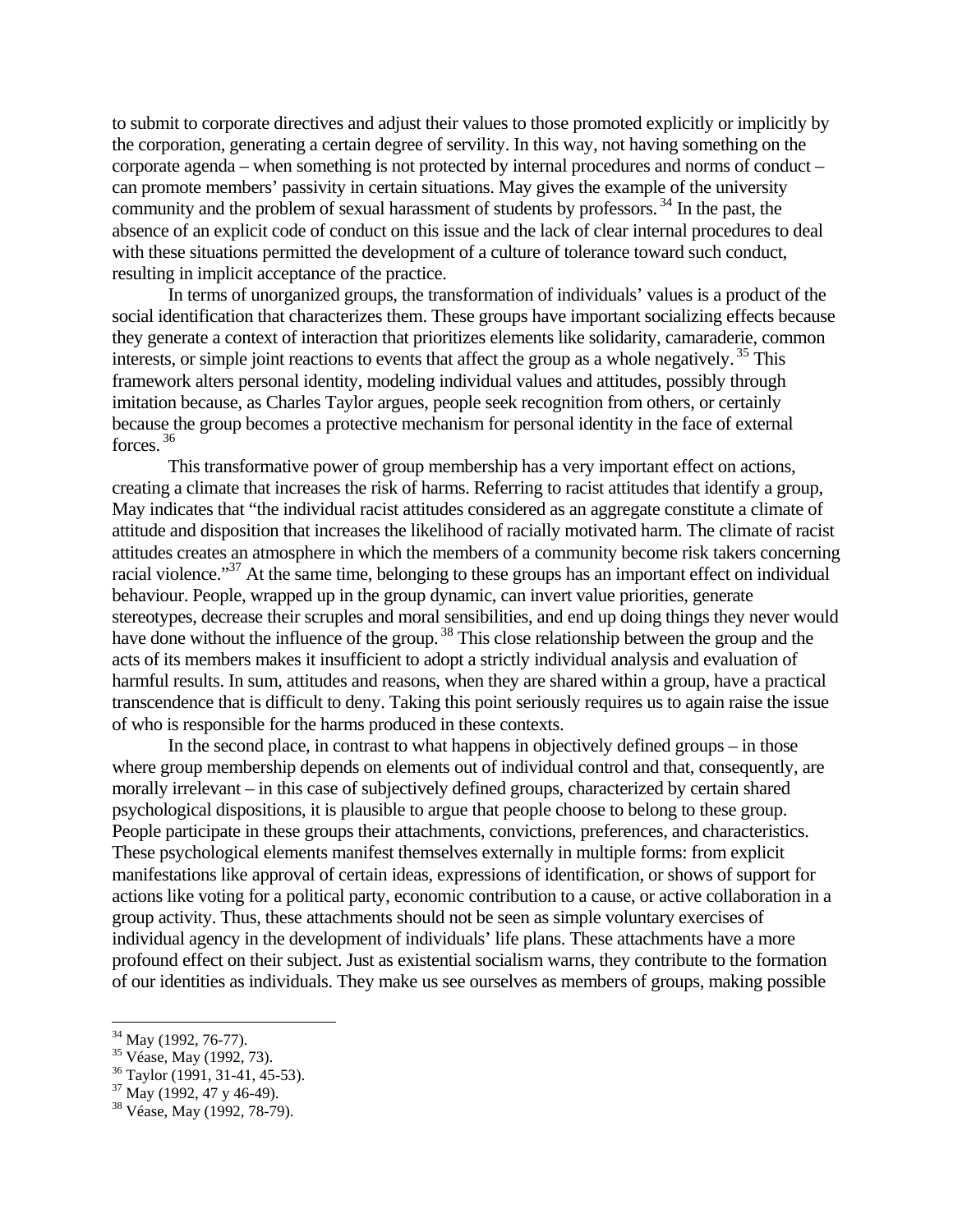to submit to corporate directives and adjust their values to those promoted explicitly or implicitly by the corporation, generating a certain degree of servility. In this way, not having something on the corporate agenda – when something is not protected by internal procedures and norms of conduct – can promote members' passivity in certain situations. May gives the example of the university community and the problem of sexual harassment of students by professors. [34] In the past, the absence of an explicit code of conduct on this issue and the lack of clear internal procedures to deal with these situations permitted the development of a culture of tolerance toward such conduct, resulting in implicit acceptance of the practice.

In terms of unorganized groups, the transformation of individuals' values is a product of the social identification that characterizes them. These groups have important socializing effects because they generate a context of interaction that prioritizes elements like solidarity, camaraderie, common interests, or simple joint reactions to events that affect the group as a whole negatively. [35] This framework alters personal identity, modeling individual values and attitudes, possibly through imitation because, as Charles Taylor argues, people seek recognition from others, or certainly because the group becomes a protective mechanism for personal identity in the face of external forces. [36]

This transformative power of group membership has a very important effect on actions, creating a climate that increases the risk of harms. Referring to racist attitudes that identify a group, May indicates that "the individual racist attitudes considered as an aggregate constitute a climate of attitude and disposition that increases the likelihood of racially motivated harm. The climate of racist attitudes creates an atmosphere in which the members of a community become risk takers concerning racial violence."[37] At the same time, belonging to these groups has an important effect on individual behaviour. People, wrapped up in the group dynamic, can invert value priorities, generate stereotypes, decrease their scruples and moral sensibilities, and end up doing things they never would have done without the influence of the group. [38] This close relationship between the group and the acts of its members makes it insufficient to adopt a strictly individual analysis and evaluation of harmful results. In sum, attitudes and reasons, when they are shared within a group, have a practical transcendence that is difficult to deny. Taking this point seriously requires us to again raise the issue of who is responsible for the harms produced in these contexts.

In the second place, in contrast to what happens in objectively defined groups – in those where group membership depends on elements out of individual control and that, consequently, are morally irrelevant – in this case of subjectively defined groups, characterized by certain shared psychological dispositions, it is plausible to argue that people choose to belong to these group. People participate in these groups their attachments, convictions, preferences, and characteristics. These psychological elements manifest themselves externally in multiple forms: from explicit manifestations like approval of certain ideas, expressions of identification, or shows of support for actions like voting for a political party, economic contribution to a cause, or active collaboration in a group activity. Thus, these attachments should not be seen as simple voluntary exercises of individual agency in the development of individuals' life plans. These attachments have a more profound effect on their subject. Just as existential socialism warns, they contribute to the formation of our identities as individuals. They make us see ourselves as members of groups, making possible

---

[34] May (1992, 76-77).

[35] Véase, May (1992, 73).

[36] Taylor (1991, 31-41, 45-53).

[37] May (1992, 47 y 46-49).

[38] Véase, May (1992, 78-79).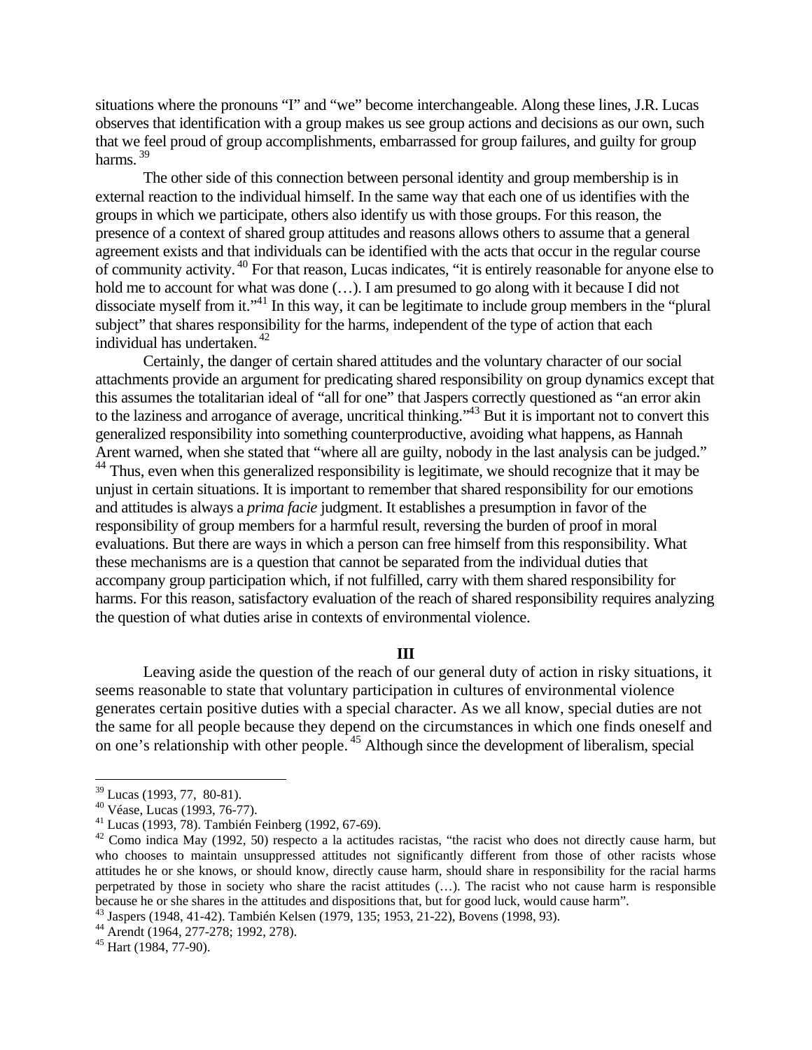situations where the pronouns "I" and "we" become interchangeable. Along these lines, J.R. Lucas observes that identification with a group makes us see group actions and decisions as our own, such that we feel proud of group accomplishments, embarrassed for group failures, and guilty for group harms. [39]

The other side of this connection between personal identity and group membership is in external reaction to the individual himself. In the same way that each one of us identifies with the groups in which we participate, others also identify us with those groups. For this reason, the presence of a context of shared group attitudes and reasons allows others to assume that a general agreement exists and that individuals can be identified with the acts that occur in the regular course of community activity. [40] For that reason, Lucas indicates, "it is entirely reasonable for anyone else to hold me to account for what was done (…). I am presumed to go along with it because I did not dissociate myself from it."[41] In this way, it can be legitimate to include group members in the "plural subject" that shares responsibility for the harms, independent of the type of action that each individual has undertaken. [42]

Certainly, the danger of certain shared attitudes and the voluntary character of our social attachments provide an argument for predicating shared responsibility on group dynamics except that this assumes the totalitarian ideal of "all for one" that Jaspers correctly questioned as "an error akin to the laziness and arrogance of average, uncritical thinking."[43] But it is important not to convert this generalized responsibility into something counterproductive, avoiding what happens, as Hannah Arent warned, when she stated that "where all are guilty, nobody in the last analysis can be judged." [44] Thus, even when this generalized responsibility is legitimate, we should recognize that it may be unjust in certain situations. It is important to remember that shared responsibility for our emotions and attitudes is always a *prima facie* judgment. It establishes a presumption in favor of the responsibility of group members for a harmful result, reversing the burden of proof in moral evaluations. But there are ways in which a person can free himself from this responsibility. What these mechanisms are is a question that cannot be separated from the individual duties that accompany group participation which, if not fulfilled, carry with them shared responsibility for harms. For this reason, satisfactory evaluation of the reach of shared responsibility requires analyzing the question of what duties arise in contexts of environmental violence.

## III

Leaving aside the question of the reach of our general duty of action in risky situations, it seems reasonable to state that voluntary participation in cultures of environmental violence generates certain positive duties with a special character. As we all know, special duties are not the same for all people because they depend on the circumstances in which one finds oneself and on one's relationship with other people. [45] Although since the development of liberalism, special

---

[39] Lucas (1993, 77, 80-81).

[40] Véase, Lucas (1993, 76-77).

[41] Lucas (1993, 78). También Feinberg (1992, 67-69).

[42] Como indica May (1992, 50) respecto a la actitudes racistas, "the racist who does not directly cause harm, but who chooses to maintain unsuppressed attitudes not significantly different from those of other racists whose attitudes he or she knows, or should know, directly cause harm, should share in responsibility for the racial harms perpetrated by those in society who share the racist attitudes (…). The racist who not cause harm is responsible because he or she shares in the attitudes and dispositions that, but for good luck, would cause harm".

[43] Jaspers (1948, 41-42). También Kelsen (1979, 135; 1953, 21-22), Bovens (1998, 93).

[44] Arendt (1964, 277-278; 1992, 278).

[45] Hart (1984, 77-90).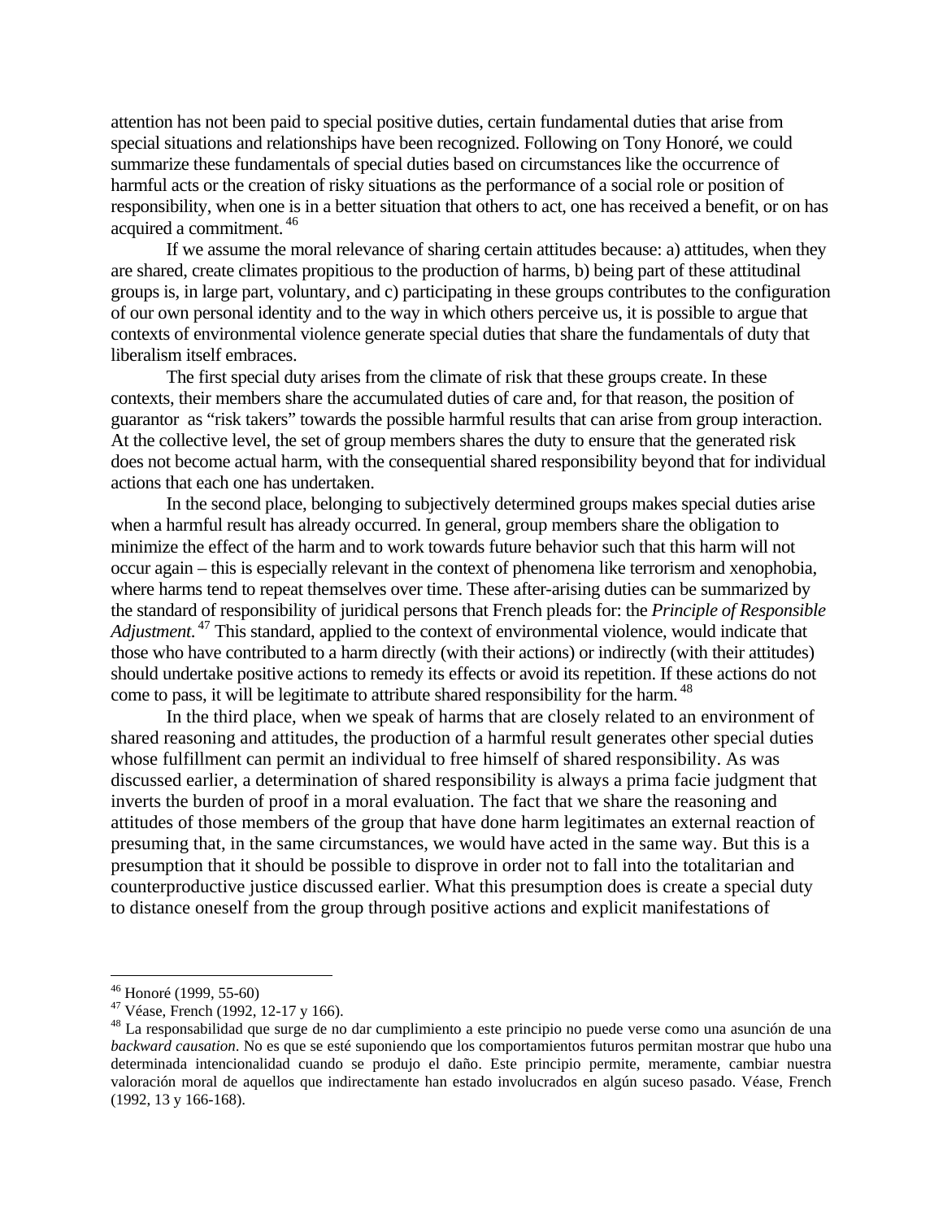attention has not been paid to special positive duties, certain fundamental duties that arise from special situations and relationships have been recognized. Following on Tony Honoré, we could summarize these fundamentals of special duties based on circumstances like the occurrence of harmful acts or the creation of risky situations as the performance of a social role or position of responsibility, when one is in a better situation that others to act, one has received a benefit, or on has acquired a commitment.[46]

If we assume the moral relevance of sharing certain attitudes because: a) attitudes, when they are shared, create climates propitious to the production of harms, b) being part of these attitudinal groups is, in large part, voluntary, and c) participating in these groups contributes to the configuration of our own personal identity and to the way in which others perceive us, it is possible to argue that contexts of environmental violence generate special duties that share the fundamentals of duty that liberalism itself embraces.

The first special duty arises from the climate of risk that these groups create. In these contexts, their members share the accumulated duties of care and, for that reason, the position of guarantor as "risk takers" towards the possible harmful results that can arise from group interaction. At the collective level, the set of group members shares the duty to ensure that the generated risk does not become actual harm, with the consequential shared responsibility beyond that for individual actions that each one has undertaken.

In the second place, belonging to subjectively determined groups makes special duties arise when a harmful result has already occurred. In general, group members share the obligation to minimize the effect of the harm and to work towards future behavior such that this harm will not occur again – this is especially relevant in the context of phenomena like terrorism and xenophobia, where harms tend to repeat themselves over time. These after-arising duties can be summarized by the standard of responsibility of juridical persons that French pleads for: the *Principle of Responsible Adjustment*.[47] This standard, applied to the context of environmental violence, would indicate that those who have contributed to a harm directly (with their actions) or indirectly (with their attitudes) should undertake positive actions to remedy its effects or avoid its repetition. If these actions do not come to pass, it will be legitimate to attribute shared responsibility for the harm.[48]

In the third place, when we speak of harms that are closely related to an environment of shared reasoning and attitudes, the production of a harmful result generates other special duties whose fulfillment can permit an individual to free himself of shared responsibility. As was discussed earlier, a determination of shared responsibility is always a prima facie judgment that inverts the burden of proof in a moral evaluation. The fact that we share the reasoning and attitudes of those members of the group that have done harm legitimates an external reaction of presuming that, in the same circumstances, we would have acted in the same way. But this is a presumption that it should be possible to disprove in order not to fall into the totalitarian and counterproductive justice discussed earlier. What this presumption does is create a special duty to distance oneself from the group through positive actions and explicit manifestations of

---

[46] Honoré (1999, 55-60)

[47] Véase, French (1992, 12-17 y 166).

[48] La responsabilidad que surge de no dar cumplimiento a este principio no puede verse como una asunción de una *backward causation*. No es que se esté suponiendo que los comportamientos futuros permitan mostrar que hubo una determinada intencionalidad cuando se produjo el daño. Este principio permite, meramente, cambiar nuestra valoración moral de aquellos que indirectamente han estado involucrados en algún suceso pasado. Véase, French (1992, 13 y 166-168).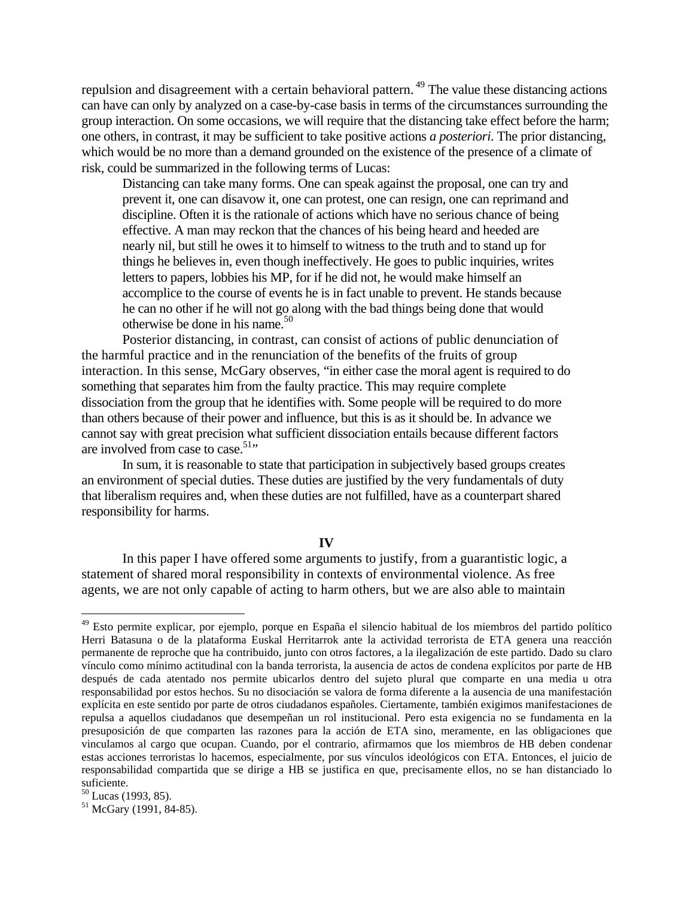repulsion and disagreement with a certain behavioral pattern.[49] The value these distancing actions can have can only by analyzed on a case-by-case basis in terms of the circumstances surrounding the group interaction. On some occasions, we will require that the distancing take effect before the harm; one others, in contrast, it may be sufficient to take positive actions *a posteriori*. The prior distancing, which would be no more than a demand grounded on the existence of the presence of a climate of risk, could be summarized in the following terms of Lucas:

> Distancing can take many forms. One can speak against the proposal, one can try and prevent it, one can disavow it, one can protest, one can resign, one can reprimand and discipline. Often it is the rationale of actions which have no serious chance of being effective. A man may reckon that the chances of his being heard and heeded are nearly nil, but still he owes it to himself to witness to the truth and to stand up for things he believes in, even though ineffectively. He goes to public inquiries, writes letters to papers, lobbies his MP, for if he did not, he would make himself an accomplice to the course of events he is in fact unable to prevent. He stands because he can no other if he will not go along with the bad things being done that would otherwise be done in his name.[50]

Posterior distancing, in contrast, can consist of actions of public denunciation of the harmful practice and in the renunciation of the benefits of the fruits of group interaction. In this sense, McGary observes, "in either case the moral agent is required to do something that separates him from the faulty practice. This may require complete dissociation from the group that he identifies with. Some people will be required to do more than others because of their power and influence, but this is as it should be. In advance we cannot say with great precision what sufficient dissociation entails because different factors are involved from case to case.[51]"

In sum, it is reasonable to state that participation in subjectively based groups creates an environment of special duties. These duties are justified by the very fundamentals of duty that liberalism requires and, when these duties are not fulfilled, have as a counterpart shared responsibility for harms.

## IV

In this paper I have offered some arguments to justify, from a guarantistic logic, a statement of shared moral responsibility in contexts of environmental violence. As free agents, we are not only capable of acting to harm others, but we are also able to maintain

---

[49] Esto permite explicar, por ejemplo, porque en España el silencio habitual de los miembros del partido político Herri Batasuna o de la plataforma Euskal Herritarrok ante la actividad terrorista de ETA genera una reacción permanente de reproche que ha contribuido, junto con otros factores, a la ilegalización de este partido. Dado su claro vínculo como mínimo actitudinal con la banda terrorista, la ausencia de actos de condena explícitos por parte de HB después de cada atentado nos permite ubicarlos dentro del sujeto plural que comparte en una media u otra responsabilidad por estos hechos. Su no disociación se valora de forma diferente a la ausencia de una manifestación explícita en este sentido por parte de otros ciudadanos españoles. Ciertamente, también exigimos manifestaciones de repulsa a aquellos ciudadanos que desempeñan un rol institucional. Pero esta exigencia no se fundamenta en la presuposición de que comparten las razones para la acción de ETA sino, meramente, en las obligaciones que vinculamos al cargo que ocupan. Cuando, por el contrario, afirmamos que los miembros de HB deben condenar estas acciones terroristas lo hacemos, especialmente, por sus vínculos ideológicos con ETA. Entonces, el juicio de responsabilidad compartida que se dirige a HB se justifica en que, precisamente ellos, no se han distanciado lo suficiente.

[50] Lucas (1993, 85).

[51] McGary (1991, 84-85).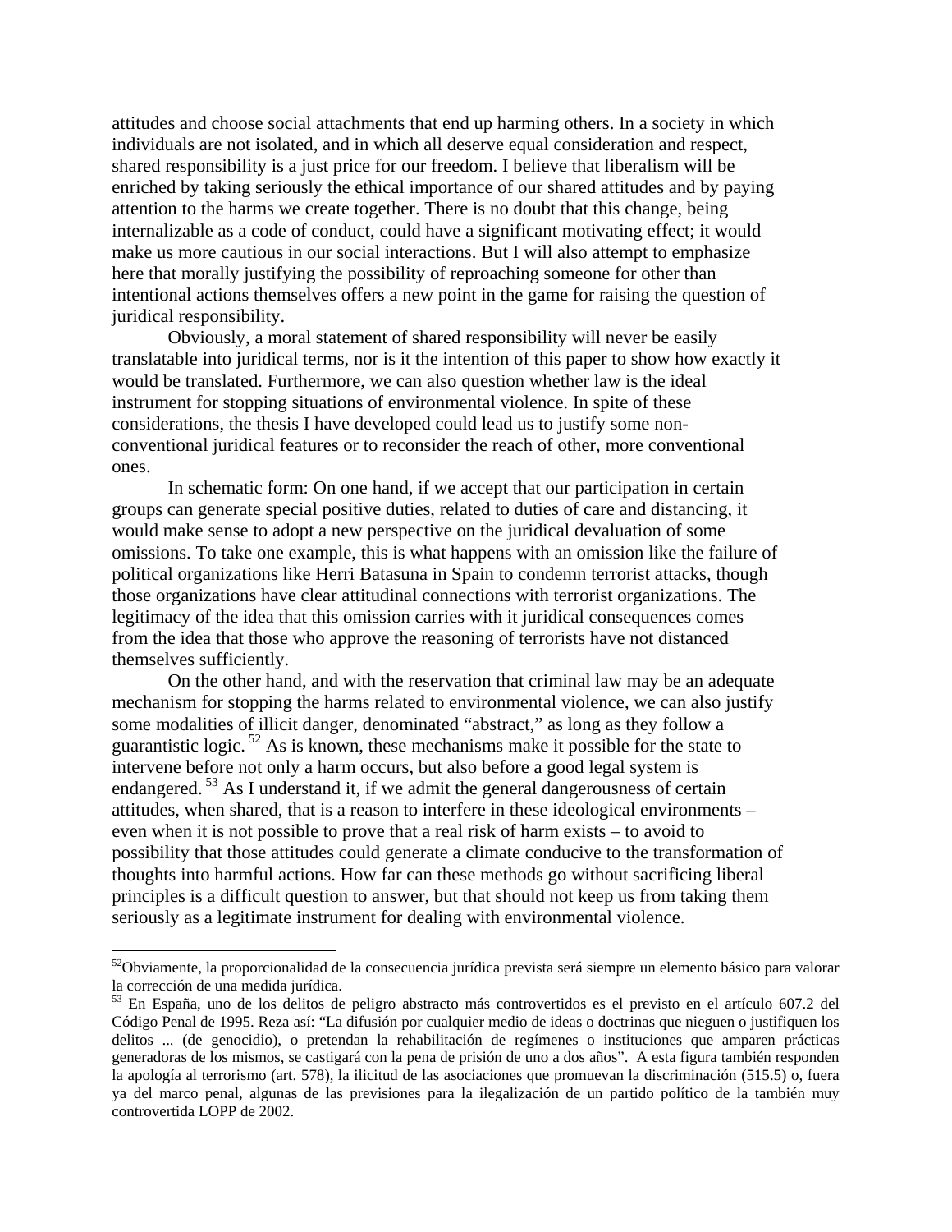attitudes and choose social attachments that end up harming others. In a society in which individuals are not isolated, and in which all deserve equal consideration and respect, shared responsibility is a just price for our freedom. I believe that liberalism will be enriched by taking seriously the ethical importance of our shared attitudes and by paying attention to the harms we create together. There is no doubt that this change, being internalizable as a code of conduct, could have a significant motivating effect; it would make us more cautious in our social interactions. But I will also attempt to emphasize here that morally justifying the possibility of reproaching someone for other than intentional actions themselves offers a new point in the game for raising the question of juridical responsibility.

Obviously, a moral statement of shared responsibility will never be easily translatable into juridical terms, nor is it the intention of this paper to show how exactly it would be translated. Furthermore, we can also question whether law is the ideal instrument for stopping situations of environmental violence. In spite of these considerations, the thesis I have developed could lead us to justify some non-conventional juridical features or to reconsider the reach of other, more conventional ones.

In schematic form: On one hand, if we accept that our participation in certain groups can generate special positive duties, related to duties of care and distancing, it would make sense to adopt a new perspective on the juridical devaluation of some omissions. To take one example, this is what happens with an omission like the failure of political organizations like Herri Batasuna in Spain to condemn terrorist attacks, though those organizations have clear attitudinal connections with terrorist organizations. The legitimacy of the idea that this omission carries with it juridical consequences comes from the idea that those who approve the reasoning of terrorists have not distanced themselves sufficiently.

On the other hand, and with the reservation that criminal law may be an adequate mechanism for stopping the harms related to environmental violence, we can also justify some modalities of illicit danger, denominated "abstract," as long as they follow a guarantistic logic.[52] As is known, these mechanisms make it possible for the state to intervene before not only a harm occurs, but also before a good legal system is endangered.[53] As I understand it, if we admit the general dangerousness of certain attitudes, when shared, that is a reason to interfere in these ideological environments – even when it is not possible to prove that a real risk of harm exists – to avoid to possibility that those attitudes could generate a climate conducive to the transformation of thoughts into harmful actions. How far can these methods go without sacrificing liberal principles is a difficult question to answer, but that should not keep us from taking them seriously as a legitimate instrument for dealing with environmental violence.

---

[52] Obviamente, la proporcionalidad de la consecuencia jurídica prevista será siempre un elemento básico para valorar la corrección de una medida jurídica.

[53] En España, uno de los delitos de peligro abstracto más controvertidos es el previsto en el artículo 607.2 del Código Penal de 1995. Reza así: "La difusión por cualquier medio de ideas o doctrinas que nieguen o justifiquen los delitos ... (de genocidio), o pretendan la rehabilitación de regímenes o instituciones que amparen prácticas generadoras de los mismos, se castigará con la pena de prisión de uno a dos años". A esta figura también responden la apología al terrorismo (art. 578), la ilicitud de las asociaciones que promuevan la discriminación (515.5) o, fuera ya del marco penal, algunas de las previsiones para la ilegalización de un partido político de la también muy controvertida LOPP de 2002.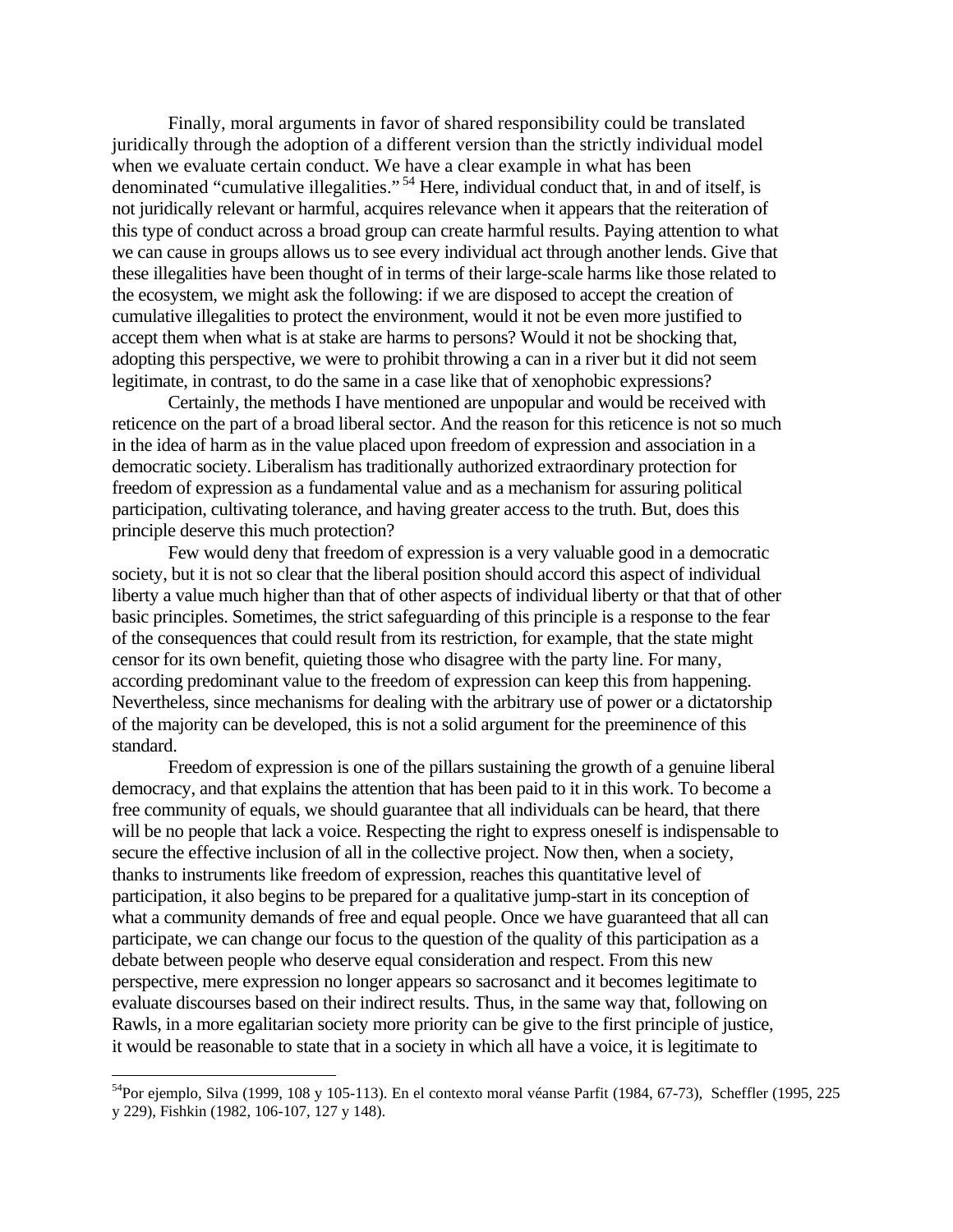Finally, moral arguments in favor of shared responsibility could be translated juridically through the adoption of a different version than the strictly individual model when we evaluate certain conduct. We have a clear example in what has been denominated "cumulative illegalities." [54] Here, individual conduct that, in and of itself, is not juridically relevant or harmful, acquires relevance when it appears that the reiteration of this type of conduct across a broad group can create harmful results. Paying attention to what we can cause in groups allows us to see every individual act through another lends. Give that these illegalities have been thought of in terms of their large-scale harms like those related to the ecosystem, we might ask the following: if we are disposed to accept the creation of cumulative illegalities to protect the environment, would it not be even more justified to accept them when what is at stake are harms to persons? Would it not be shocking that, adopting this perspective, we were to prohibit throwing a can in a river but it did not seem legitimate, in contrast, to do the same in a case like that of xenophobic expressions?

Certainly, the methods I have mentioned are unpopular and would be received with reticence on the part of a broad liberal sector. And the reason for this reticence is not so much in the idea of harm as in the value placed upon freedom of expression and association in a democratic society. Liberalism has traditionally authorized extraordinary protection for freedom of expression as a fundamental value and as a mechanism for assuring political participation, cultivating tolerance, and having greater access to the truth. But, does this principle deserve this much protection?

Few would deny that freedom of expression is a very valuable good in a democratic society, but it is not so clear that the liberal position should accord this aspect of individual liberty a value much higher than that of other aspects of individual liberty or that that of other basic principles. Sometimes, the strict safeguarding of this principle is a response to the fear of the consequences that could result from its restriction, for example, that the state might censor for its own benefit, quieting those who disagree with the party line. For many, according predominant value to the freedom of expression can keep this from happening. Nevertheless, since mechanisms for dealing with the arbitrary use of power or a dictatorship of the majority can be developed, this is not a solid argument for the preeminence of this standard.

Freedom of expression is one of the pillars sustaining the growth of a genuine liberal democracy, and that explains the attention that has been paid to it in this work. To become a free community of equals, we should guarantee that all individuals can be heard, that there will be no people that lack a voice. Respecting the right to express oneself is indispensable to secure the effective inclusion of all in the collective project. Now then, when a society, thanks to instruments like freedom of expression, reaches this quantitative level of participation, it also begins to be prepared for a qualitative jump-start in its conception of what a community demands of free and equal people. Once we have guaranteed that all can participate, we can change our focus to the question of the quality of this participation as a debate between people who deserve equal consideration and respect. From this new perspective, mere expression no longer appears so sacrosanct and it becomes legitimate to evaluate discourses based on their indirect results. Thus, in the same way that, following on Rawls, in a more egalitarian society more priority can be give to the first principle of justice, it would be reasonable to state that in a society in which all have a voice, it is legitimate to

[54] Por ejemplo, Silva (1999, 108 y 105-113). En el contexto moral véanse Parfit (1984, 67-73), Scheffler (1995, 225 y 229), Fishkin (1982, 106-107, 127 y 148).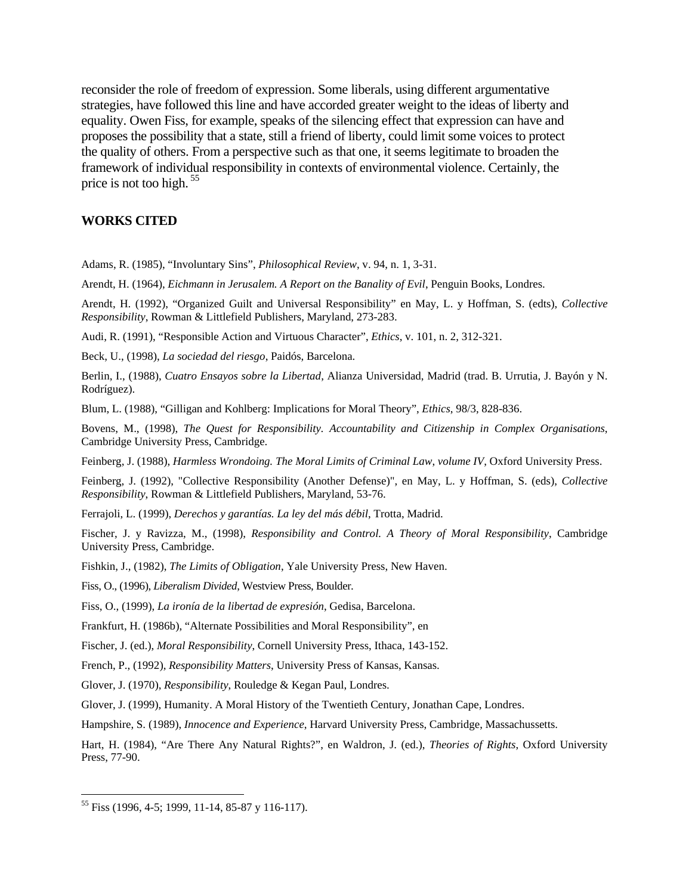reconsider the role of freedom of expression. Some liberals, using different argumentative strategies, have followed this line and have accorded greater weight to the ideas of liberty and equality. Owen Fiss, for example, speaks of the silencing effect that expression can have and proposes the possibility that a state, still a friend of liberty, could limit some voices to protect the quality of others. From a perspective such as that one, it seems legitimate to broaden the framework of individual responsibility in contexts of environmental violence. Certainly, the price is not too high. [55]

## WORKS CITED

Adams, R. (1985), "Involuntary Sins", *Philosophical Review*, v. 94, n. 1, 3-31.

Arendt, H. (1964), *Eichmann in Jerusalem. A Report on the Banality of Evil*, Penguin Books, Londres.

Arendt, H. (1992), "Organized Guilt and Universal Responsibility" en May, L. y Hoffman, S. (edts), *Collective Responsibility*, Rowman & Littlefield Publishers, Maryland, 273-283.

Audi, R. (1991), "Responsible Action and Virtuous Character", *Ethics*, v. 101, n. 2, 312-321.

Beck, U., (1998), *La sociedad del riesgo*, Paidós, Barcelona.

Berlin, I., (1988), *Cuatro Ensayos sobre la Libertad*, Alianza Universidad, Madrid (trad. B. Urrutia, J. Bayón y N. Rodríguez).

Blum, L. (1988), "Gilligan and Kohlberg: Implications for Moral Theory", *Ethics*, 98/3, 828-836.

Bovens, M., (1998), *The Quest for Responsibility. Accountability and Citizenship in Complex Organisations*, Cambridge University Press, Cambridge.

Feinberg, J. (1988), *Harmless Wrondoing. The Moral Limits of Criminal Law, volume IV*, Oxford University Press.

Feinberg, J. (1992), "Collective Responsibility (Another Defense)", en May, L. y Hoffman, S. (eds), *Collective Responsibility*, Rowman & Littlefield Publishers, Maryland, 53-76.

Ferrajoli, L. (1999), *Derechos y garantías. La ley del más débil*, Trotta, Madrid.

Fischer, J. y Ravizza, M., (1998), *Responsibility and Control. A Theory of Moral Responsibility*, Cambridge University Press, Cambridge.

Fishkin, J., (1982), *The Limits of Obligation*, Yale University Press, New Haven.

Fiss, O., (1996), *Liberalism Divided*, Westview Press, Boulder.

Fiss, O., (1999), *La ironía de la libertad de expresión*, Gedisa, Barcelona.

Frankfurt, H. (1986b), "Alternate Possibilities and Moral Responsibility", en

Fischer, J. (ed.), *Moral Responsibility*, Cornell University Press, Ithaca, 143-152.

French, P., (1992), *Responsibility Matters*, University Press of Kansas, Kansas.

Glover, J. (1970), *Responsibility*, Rouledge & Kegan Paul, Londres.

Glover, J. (1999), Humanity. A Moral History of the Twentieth Century, Jonathan Cape, Londres.

Hampshire, S. (1989), *Innocence and Experience*, Harvard University Press, Cambridge, Massachussetts.

Hart, H. (1984), "Are There Any Natural Rights?", en Waldron, J. (ed.), *Theories of Rights*, Oxford University Press, 77-90.

---

[55] Fiss (1996, 4-5; 1999, 11-14, 85-87 y 116-117).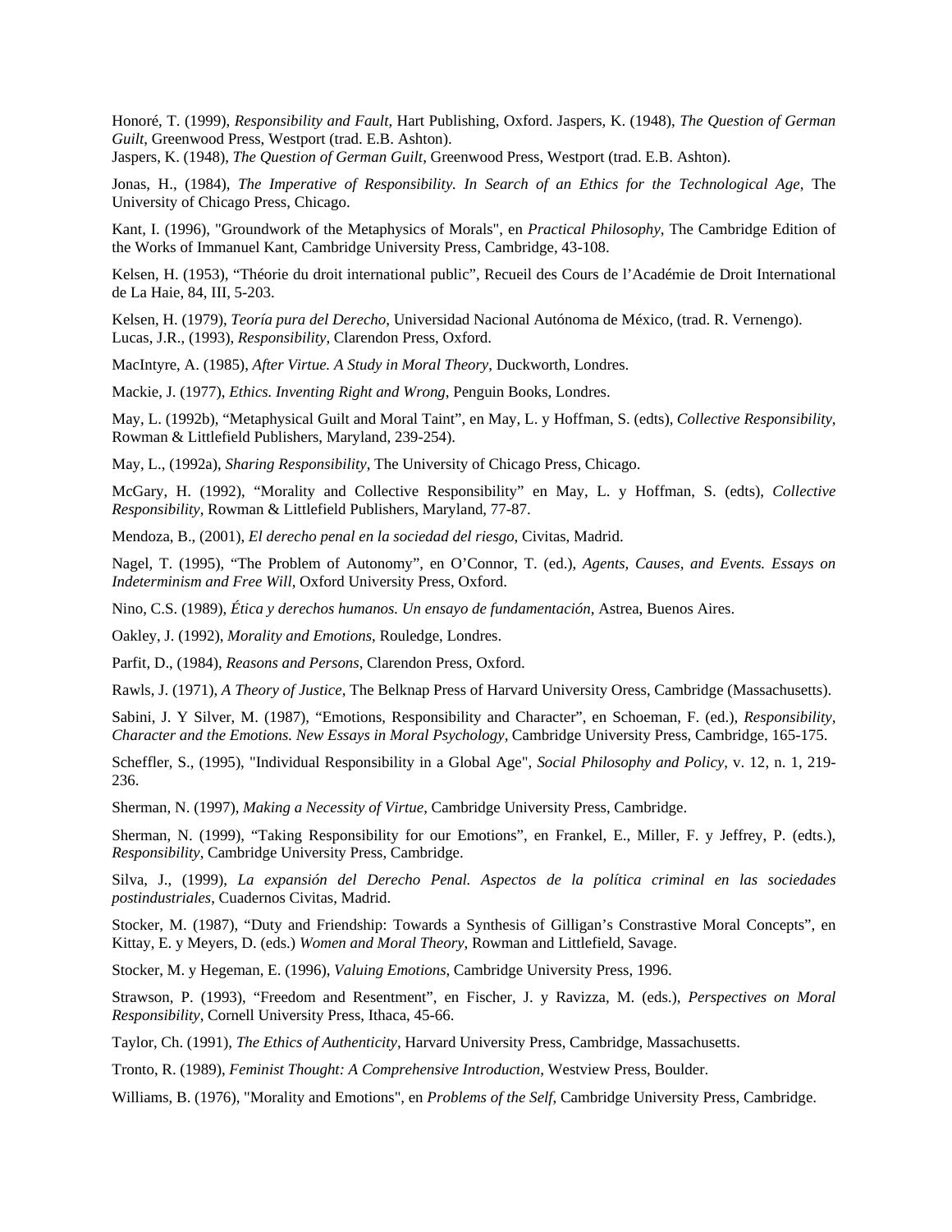Honoré, T. (1999), *Responsibility and Fault*, Hart Publishing, Oxford. Jaspers, K. (1948), *The Question of German Guilt*, Greenwood Press, Westport (trad. E.B. Ashton).
Jaspers, K. (1948), *The Question of German Guilt*, Greenwood Press, Westport (trad. E.B. Ashton).

Jonas, H., (1984), *The Imperative of Responsibility. In Search of an Ethics for the Technological Age*, The University of Chicago Press, Chicago.

Kant, I. (1996), "Groundwork of the Metaphysics of Morals", en *Practical Philosophy*, The Cambridge Edition of the Works of Immanuel Kant, Cambridge University Press, Cambridge, 43-108.

Kelsen, H. (1953), "Théorie du droit international public", Recueil des Cours de l'Académie de Droit International de La Haie, 84, III, 5-203.

Kelsen, H. (1979), *Teoría pura del Derecho*, Universidad Nacional Autónoma de México, (trad. R. Vernengo).
Lucas, J.R., (1993), *Responsibility*, Clarendon Press, Oxford.

MacIntyre, A. (1985), *After Virtue. A Study in Moral Theory*, Duckworth, Londres.

Mackie, J. (1977), *Ethics. Inventing Right and Wrong*, Penguin Books, Londres.

May, L. (1992b), "Metaphysical Guilt and Moral Taint", en May, L. y Hoffman, S. (edts), *Collective Responsibility*, Rowman & Littlefield Publishers, Maryland, 239-254).

May, L., (1992a), *Sharing Responsibility*, The University of Chicago Press, Chicago.

McGary, H. (1992), "Morality and Collective Responsibility" en May, L. y Hoffman, S. (edts), *Collective Responsibility*, Rowman & Littlefield Publishers, Maryland, 77-87.

Mendoza, B., (2001), *El derecho penal en la sociedad del riesgo*, Civitas, Madrid.

Nagel, T. (1995), "The Problem of Autonomy", en O'Connor, T. (ed.), *Agents, Causes, and Events. Essays on Indeterminism and Free Will*, Oxford University Press, Oxford.

Nino, C.S. (1989), *Ética y derechos humanos. Un ensayo de fundamentación*, Astrea, Buenos Aires.

Oakley, J. (1992), *Morality and Emotions*, Rouledge, Londres.

Parfit, D., (1984), *Reasons and Persons*, Clarendon Press, Oxford.

Rawls, J. (1971), *A Theory of Justice*, The Belknap Press of Harvard University Oress, Cambridge (Massachusetts).

Sabini, J. Y Silver, M. (1987), "Emotions, Responsibility and Character", en Schoeman, F. (ed.), *Responsibility, Character and the Emotions. New Essays in Moral Psychology*, Cambridge University Press, Cambridge, 165-175.

Scheffler, S., (1995), "Individual Responsibility in a Global Age", *Social Philosophy and Policy*, v. 12, n. 1, 219-236.

Sherman, N. (1997), *Making a Necessity of Virtue*, Cambridge University Press, Cambridge.

Sherman, N. (1999), "Taking Responsibility for our Emotions", en Frankel, E., Miller, F. y Jeffrey, P. (edts.), *Responsibility*, Cambridge University Press, Cambridge.

Silva, J., (1999), *La expansión del Derecho Penal. Aspectos de la política criminal en las sociedades postindustriales*, Cuadernos Civitas, Madrid.

Stocker, M. (1987), "Duty and Friendship: Towards a Synthesis of Gilligan's Constrastive Moral Concepts", en Kittay, E. y Meyers, D. (eds.) *Women and Moral Theory*, Rowman and Littlefield, Savage.

Stocker, M. y Hegeman, E. (1996), *Valuing Emotions*, Cambridge University Press, 1996.

Strawson, P. (1993), "Freedom and Resentment", en Fischer, J. y Ravizza, M. (eds.), *Perspectives on Moral Responsibility*, Cornell University Press, Ithaca, 45-66.

Taylor, Ch. (1991), *The Ethics of Authenticity*, Harvard University Press, Cambridge, Massachusetts.

Tronto, R. (1989), *Feminist Thought: A Comprehensive Introduction*, Westview Press, Boulder.

Williams, B. (1976), "Morality and Emotions", en *Problems of the Self*, Cambridge University Press, Cambridge.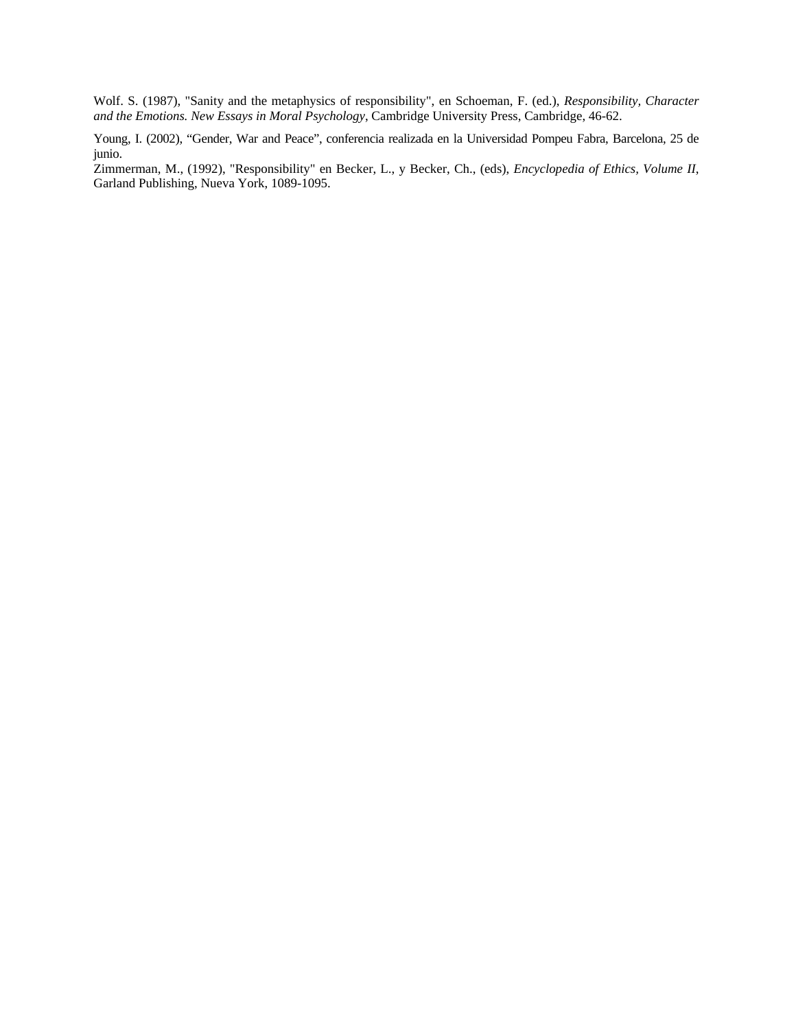Wolf. S. (1987), "Sanity and the metaphysics of responsibility", en Schoeman, F. (ed.), *Responsibility, Character and the Emotions. New Essays in Moral Psychology*, Cambridge University Press, Cambridge, 46-62.

Young, I. (2002), "Gender, War and Peace", conferencia realizada en la Universidad Pompeu Fabra, Barcelona, 25 de junio.

Zimmerman, M., (1992), "Responsibility" en Becker, L., y Becker, Ch., (eds), *Encyclopedia of Ethics, Volume II*, Garland Publishing, Nueva York, 1089-1095.